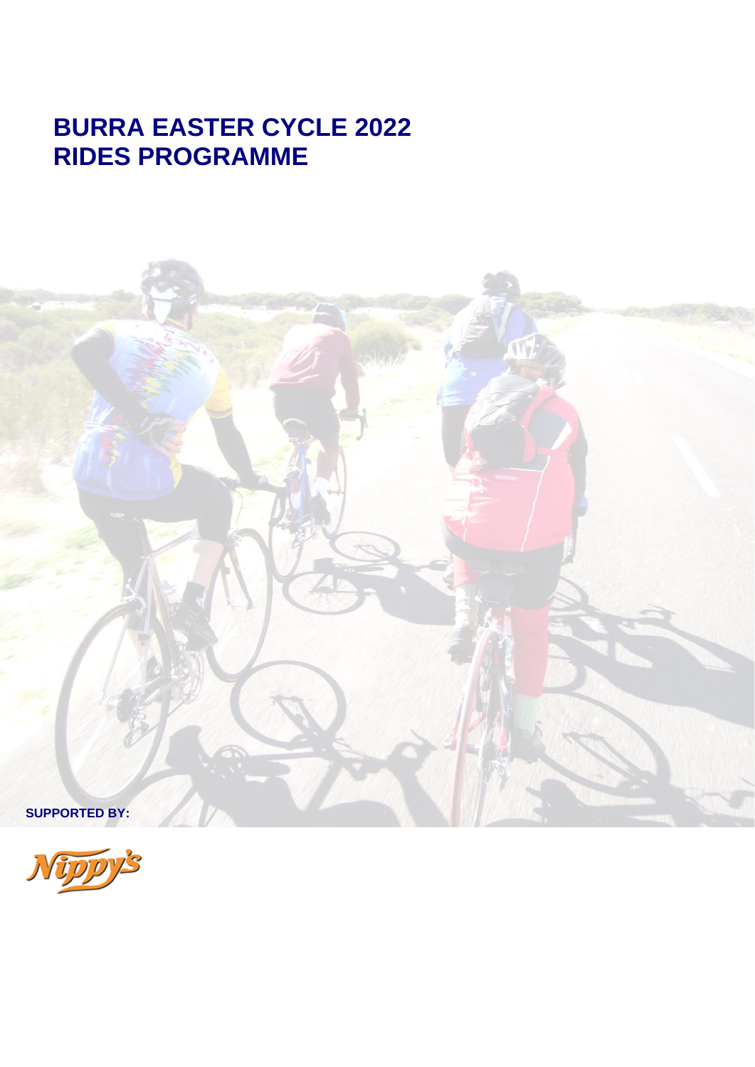# BURRA EASTER CYCLE 2022
# RIDES PROGRAMME

**SUPPORTED BY:**

Nippy's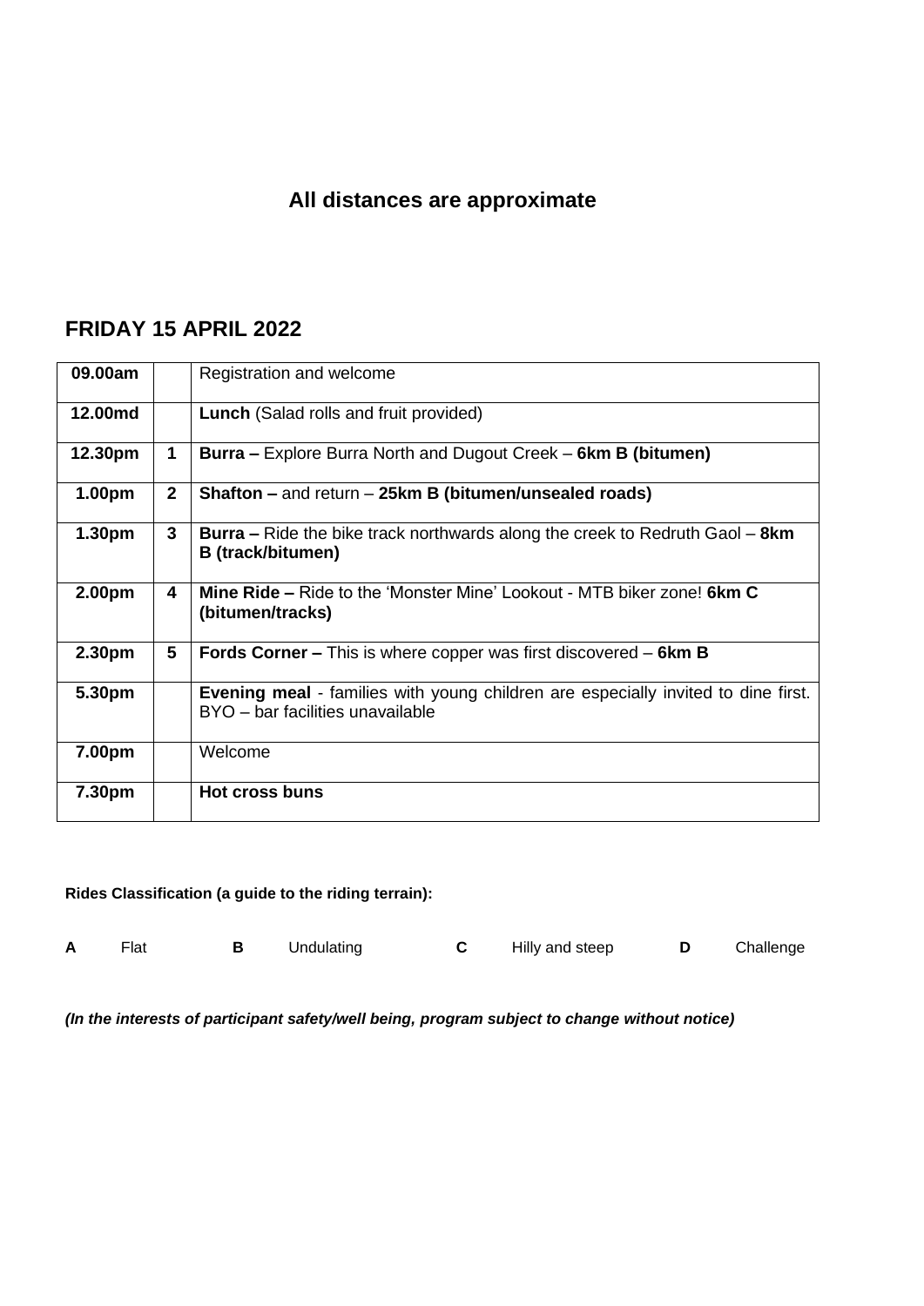## All distances are approximate

## FRIDAY 15 APRIL 2022

| | | |
|---|---|---|
| **09.00am** | | Registration and welcome |
| **12.00md** | | **Lunch** (Salad rolls and fruit provided) |
| **12.30pm** | **1** | **Burra –** Explore Burra North and Dugout Creek – **6km B (bitumen)** |
| **1.00pm** | **2** | **Shafton –** and return – **25km B (bitumen/unsealed roads)** |
| **1.30pm** | **3** | **Burra –** Ride the bike track northwards along the creek to Redruth Gaol – **8km B (track/bitumen)** |
| **2.00pm** | **4** | **Mine Ride –** Ride to the 'Monster Mine' Lookout - MTB biker zone! **6km C (bitumen/tracks)** |
| **2.30pm** | **5** | **Fords Corner –** This is where copper was first discovered – **6km B** |
| **5.30pm** | | **Evening meal** - families with young children are especially invited to dine first. BYO – bar facilities unavailable |
| **7.00pm** | | Welcome |
| **7.30pm** | | **Hot cross buns** |

**Rides Classification (a guide to the riding terrain):**

| | | | | | | | |
|---|---|---|---|---|---|---|---|
| **A** | Flat | **B** | Undulating | **C** | Hilly and steep | **D** | Challenge |

***(In the interests of participant safety/well being, program subject to change without notice)***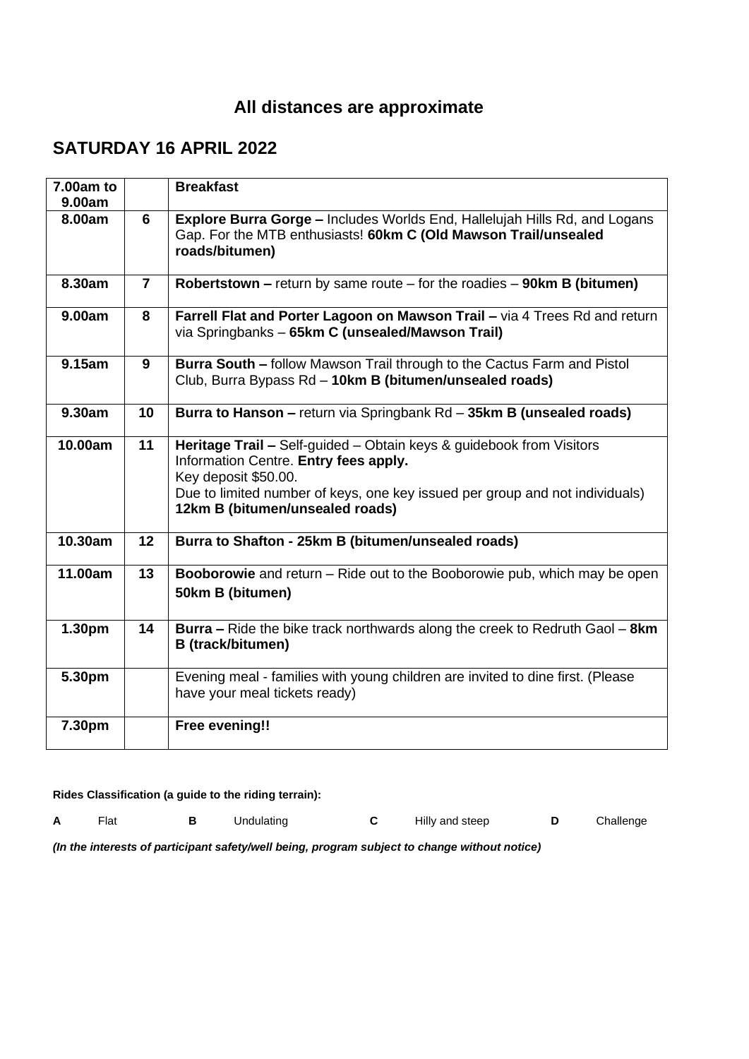## All distances are approximate

## SATURDAY 16 APRIL 2022

| Time | No. | Activity |
|---|---|---|
| **7.00am to 9.00am** | | **Breakfast** |
| **8.00am** | **6** | **Explore Burra Gorge –** Includes Worlds End, Hallelujah Hills Rd, and Logans Gap. For the MTB enthusiasts! **60km C (Old Mawson Trail/unsealed roads/bitumen)** |
| **8.30am** | **7** | **Robertstown –** return by same route – for the roadies – **90km B (bitumen)** |
| **9.00am** | **8** | **Farrell Flat and Porter Lagoon on Mawson Trail –** via 4 Trees Rd and return via Springbanks – **65km C (unsealed/Mawson Trail)** |
| **9.15am** | **9** | **Burra South –** follow Mawson Trail through to the Cactus Farm and Pistol Club, Burra Bypass Rd – **10km B (bitumen/unsealed roads)** |
| **9.30am** | **10** | **Burra to Hanson –** return via Springbank Rd – **35km B (unsealed roads)** |
| **10.00am** | **11** | **Heritage Trail –** Self-guided – Obtain keys & guidebook from Visitors Information Centre. **Entry fees apply.** Key deposit $50.00. Due to limited number of keys, one key issued per group and not individuals) **12km B (bitumen/unsealed roads)** |
| **10.30am** | **12** | **Burra to Shafton - 25km B (bitumen/unsealed roads)** |
| **11.00am** | **13** | **Booborowie** and return – Ride out to the Booborowie pub, which may be open **50km B (bitumen)** |
| **1.30pm** | **14** | **Burra –** Ride the bike track northwards along the creek to Redruth Gaol – **8km B (track/bitumen)** |
| **5.30pm** | | Evening meal - families with young children are invited to dine first. (Please have your meal tickets ready) |
| **7.30pm** | | **Free evening!!** |

**Rides Classification (a guide to the riding terrain):**

**A** Flat **B** Undulating **C** Hilly and steep **D** Challenge

***(In the interests of participant safety/well being, program subject to change without notice)***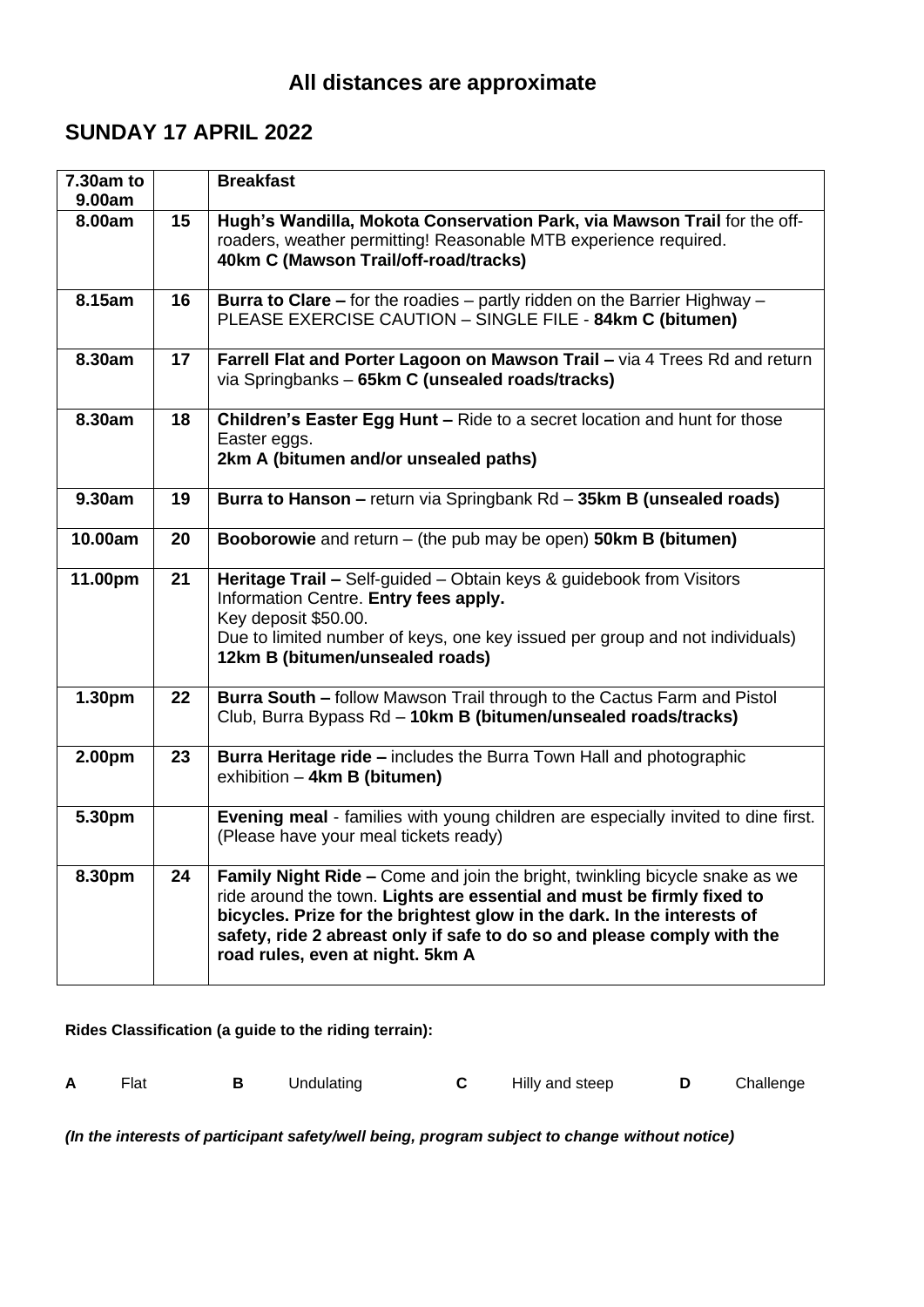## All distances are approximate

## SUNDAY 17 APRIL 2022

| 7.30am to 9.00am | | **Breakfast** |
|---|---|---|
| **8.00am** | **15** | **Hugh's Wandilla, Mokota Conservation Park, via Mawson Trail** for the off-roaders, weather permitting! Reasonable MTB experience required. **40km C (Mawson Trail/off-road/tracks)** |
| **8.15am** | **16** | **Burra to Clare –** for the roadies – partly ridden on the Barrier Highway – PLEASE EXERCISE CAUTION – SINGLE FILE - **84km C (bitumen)** |
| **8.30am** | **17** | **Farrell Flat and Porter Lagoon on Mawson Trail –** via 4 Trees Rd and return via Springbanks – **65km C (unsealed roads/tracks)** |
| **8.30am** | **18** | **Children's Easter Egg Hunt –** Ride to a secret location and hunt for those Easter eggs. **2km A (bitumen and/or unsealed paths)** |
| **9.30am** | **19** | **Burra to Hanson –** return via Springbank Rd – **35km B (unsealed roads)** |
| **10.00am** | **20** | **Booborowie** and return – (the pub may be open) **50km B (bitumen)** |
| **11.00pm** | **21** | **Heritage Trail –** Self-guided – Obtain keys & guidebook from Visitors Information Centre. **Entry fees apply.** Key deposit $50.00. Due to limited number of keys, one key issued per group and not individuals) **12km B (bitumen/unsealed roads)** |
| **1.30pm** | **22** | **Burra South –** follow Mawson Trail through to the Cactus Farm and Pistol Club, Burra Bypass Rd – **10km B (bitumen/unsealed roads/tracks)** |
| **2.00pm** | **23** | **Burra Heritage ride –** includes the Burra Town Hall and photographic exhibition – **4km B (bitumen)** |
| **5.30pm** | | **Evening meal** - families with young children are especially invited to dine first. (Please have your meal tickets ready) |
| **8.30pm** | **24** | **Family Night Ride –** Come and join the bright, twinkling bicycle snake as we ride around the town. **Lights are essential and must be firmly fixed to bicycles. Prize for the brightest glow in the dark. In the interests of safety, ride 2 abreast only if safe to do so and please comply with the road rules, even at night. 5km A** |

**Rides Classification (a guide to the riding terrain):**

**A** Flat **B** Undulating **C** Hilly and steep **D** Challenge

***(In the interests of participant safety/well being, program subject to change without notice)***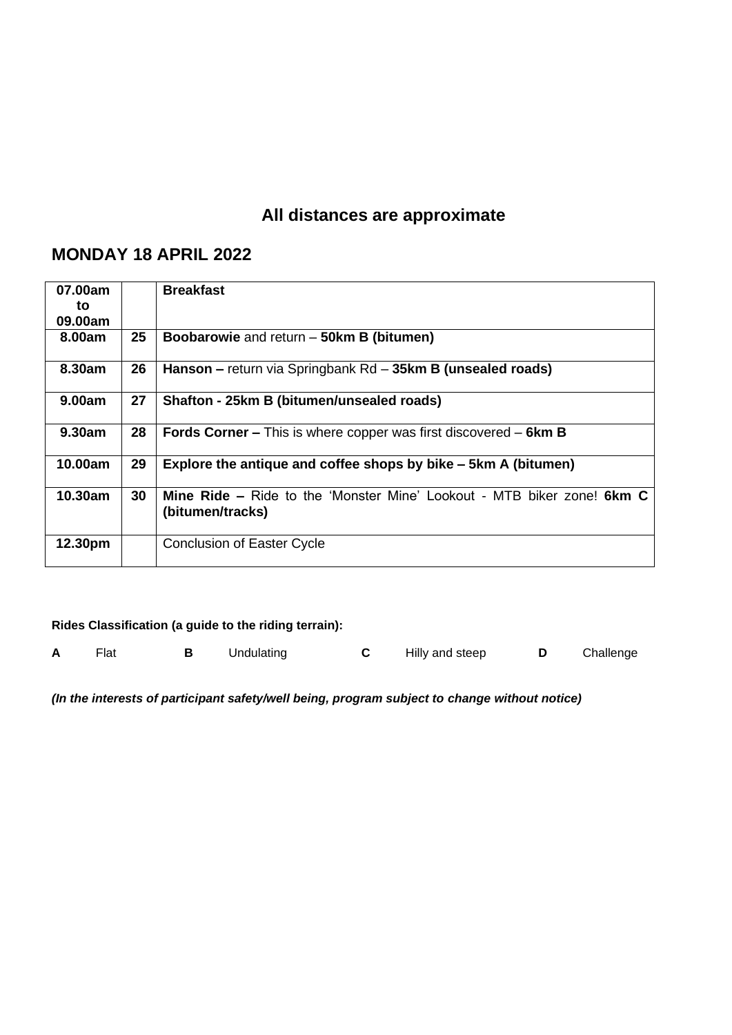## All distances are approximate

## MONDAY 18 APRIL 2022

| | | |
|---|---|---|
| **07.00am to 09.00am** | | **Breakfast** |
| **8.00am** | **25** | **Boobarowie** and return – **50km B (bitumen)** |
| **8.30am** | **26** | **Hanson –** return via Springbank Rd – **35km B (unsealed roads)** |
| **9.00am** | **27** | **Shafton - 25km B (bitumen/unsealed roads)** |
| **9.30am** | **28** | **Fords Corner –** This is where copper was first discovered – **6km B** |
| **10.00am** | **29** | **Explore the antique and coffee shops by bike – 5km A (bitumen)** |
| **10.30am** | **30** | **Mine Ride –** Ride to the 'Monster Mine' Lookout - MTB biker zone! **6km C (bitumen/tracks)** |
| **12.30pm** | | Conclusion of Easter Cycle |

**Rides Classification (a guide to the riding terrain):**

**A** Flat **B** Undulating **C** Hilly and steep **D** Challenge

***(In the interests of participant safety/well being, program subject to change without notice)***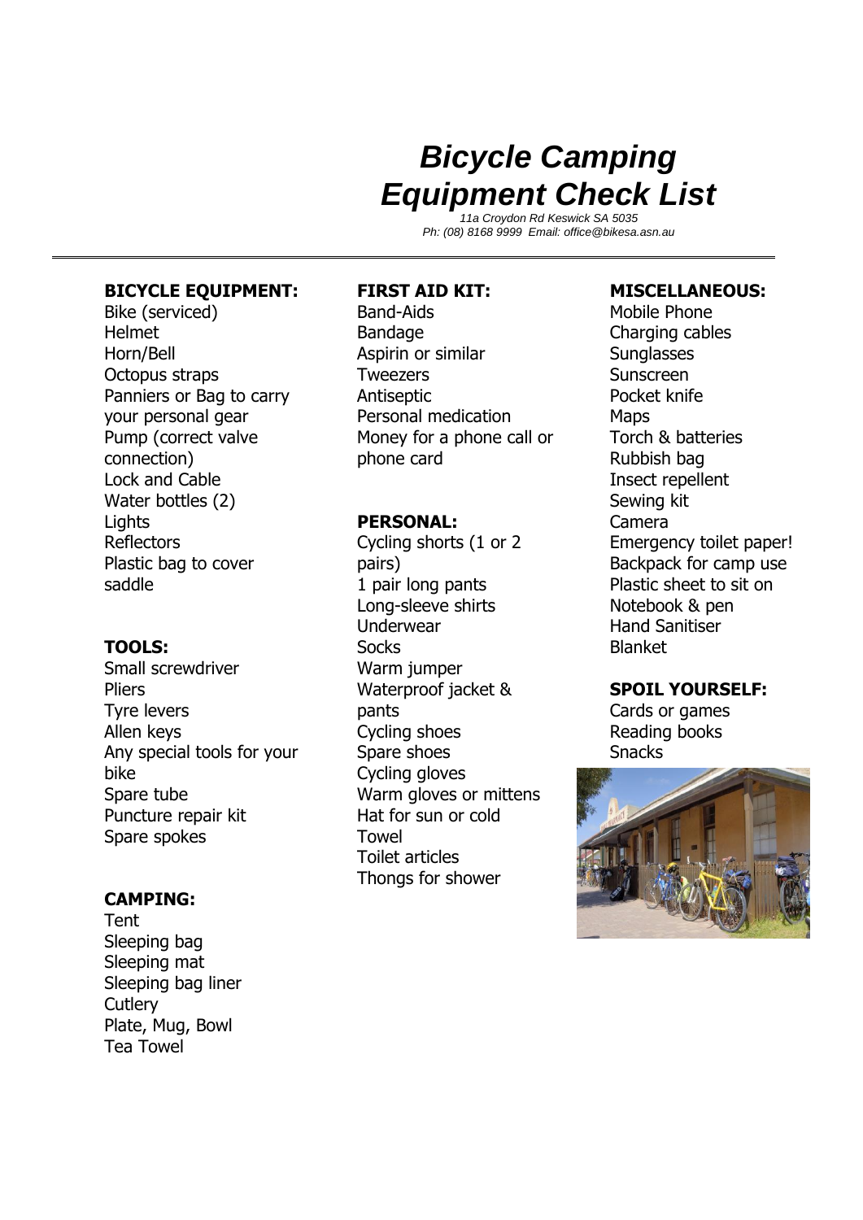# *Bicycle Camping Equipment Check List*

*11a Croydon Rd Keswick SA 5035*
*Ph: (08) 8168 9999 Email: office@bikesa.asn.au*

---

**BICYCLE EQUIPMENT:**

Bike (serviced)
Helmet
Horn/Bell
Octopus straps
Panniers or Bag to carry your personal gear
Pump (correct valve connection)
Lock and Cable
Water bottles (2)
Lights
Reflectors
Plastic bag to cover saddle

**TOOLS:**

Small screwdriver
Pliers
Tyre levers
Allen keys
Any special tools for your bike
Spare tube
Puncture repair kit
Spare spokes

**CAMPING:**

Tent
Sleeping bag
Sleeping mat
Sleeping bag liner
Cutlery
Plate, Mug, Bowl
Tea Towel

**FIRST AID KIT:**

Band-Aids
Bandage
Aspirin or similar
Tweezers
Antiseptic
Personal medication
Money for a phone call or phone card

**PERSONAL:**

Cycling shorts (1 or 2 pairs)
1 pair long pants
Long-sleeve shirts
Underwear
Socks
Warm jumper
Waterproof jacket & pants
Cycling shoes
Spare shoes
Cycling gloves
Warm gloves or mittens
Hat for sun or cold
Towel
Toilet articles
Thongs for shower

**MISCELLANEOUS:**

Mobile Phone
Charging cables
Sunglasses
Sunscreen
Pocket knife
Maps
Torch & batteries
Rubbish bag
Insect repellent
Sewing kit
Camera
Emergency toilet paper!
Backpack for camp use
Plastic sheet to sit on
Notebook & pen
Hand Sanitiser
Blanket

**SPOIL YOURSELF:**

Cards or games
Reading books
Snacks